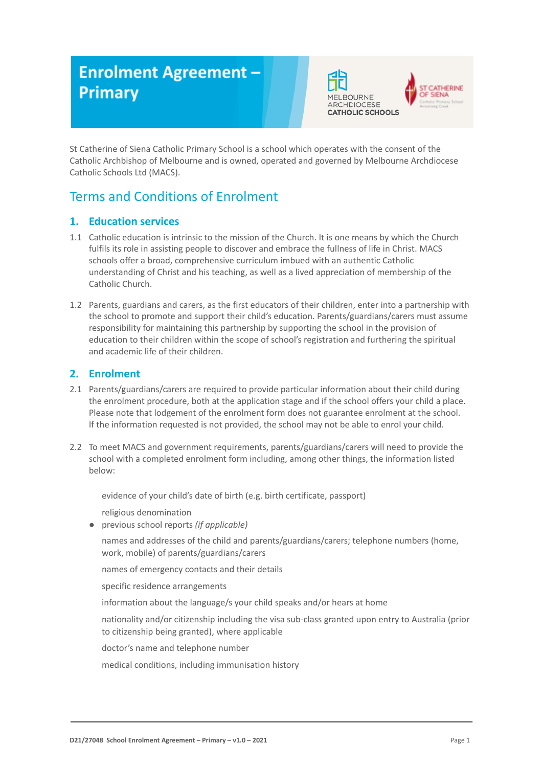# Enrolment Agreement – Primary

MELBOURNE ARCHDIOCESE CATHOLIC SCHOOLS

ST CATHERINE OF SIENA

St Catherine of Siena Catholic Primary School is a school which operates with the consent of the Catholic Archbishop of Melbourne and is owned, operated and governed by Melbourne Archdiocese Catholic Schools Ltd (MACS).

## Terms and Conditions of Enrolment

### 1. Education services

1.1 Catholic education is intrinsic to the mission of the Church. It is one means by which the Church fulfils its role in assisting people to discover and embrace the fullness of life in Christ. MACS schools offer a broad, comprehensive curriculum imbued with an authentic Catholic understanding of Christ and his teaching, as well as a lived appreciation of membership of the Catholic Church.

1.2 Parents, guardians and carers, as the first educators of their children, enter into a partnership with the school to promote and support their child's education. Parents/guardians/carers must assume responsibility for maintaining this partnership by supporting the school in the provision of education to their children within the scope of school's registration and furthering the spiritual and academic life of their children.

### 2. Enrolment

2.1 Parents/guardians/carers are required to provide particular information about their child during the enrolment procedure, both at the application stage and if the school offers your child a place. Please note that lodgement of the enrolment form does not guarantee enrolment at the school. If the information requested is not provided, the school may not be able to enrol your child.

2.2 To meet MACS and government requirements, parents/guardians/carers will need to provide the school with a completed enrolment form including, among other things, the information listed below:

- evidence of your child's date of birth (e.g. birth certificate, passport)
- religious denomination
- previous school reports *(if applicable)*
- names and addresses of the child and parents/guardians/carers; telephone numbers (home, work, mobile) of parents/guardians/carers
- names of emergency contacts and their details
- specific residence arrangements
- information about the language/s your child speaks and/or hears at home
- nationality and/or citizenship including the visa sub-class granted upon entry to Australia (prior to citizenship being granted), where applicable
- doctor's name and telephone number
- medical conditions, including immunisation history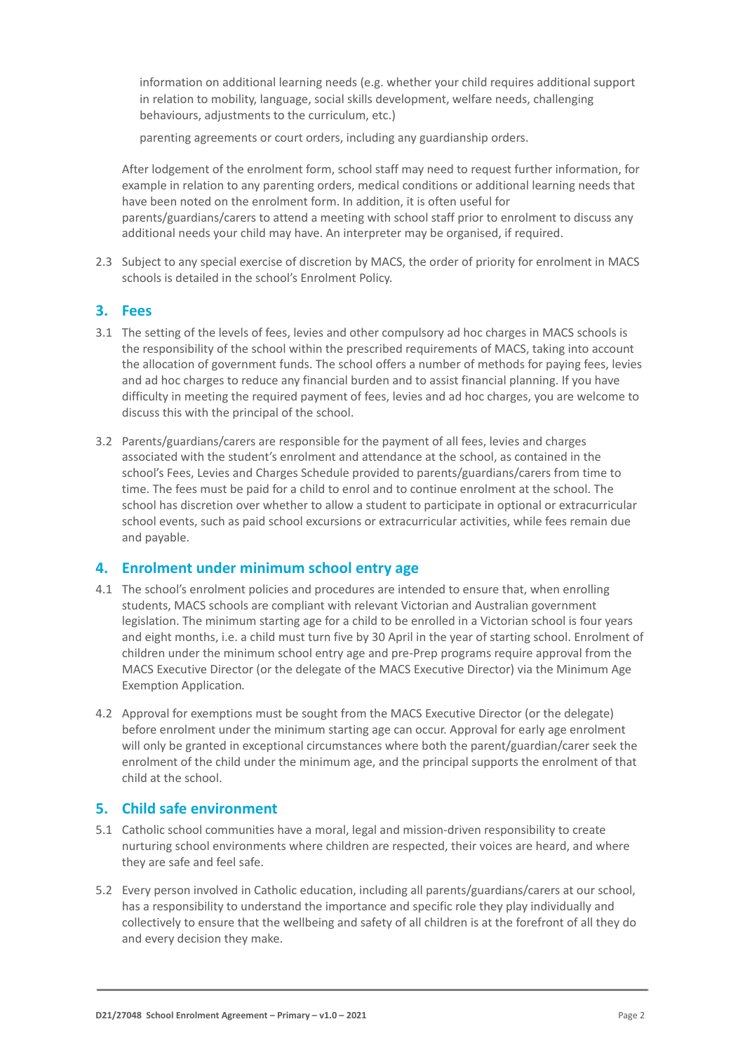- information on additional learning needs (e.g. whether your child requires additional support in relation to mobility, language, social skills development, welfare needs, challenging behaviours, adjustments to the curriculum, etc.)
- parenting agreements or court orders, including any guardianship orders.

After lodgement of the enrolment form, school staff may need to request further information, for example in relation to any parenting orders, medical conditions or additional learning needs that have been noted on the enrolment form. In addition, it is often useful for parents/guardians/carers to attend a meeting with school staff prior to enrolment to discuss any additional needs your child may have. An interpreter may be organised, if required.

2.3 Subject to any special exercise of discretion by MACS, the order of priority for enrolment in MACS schools is detailed in the school's Enrolment Policy.

## 3. Fees

3.1 The setting of the levels of fees, levies and other compulsory ad hoc charges in MACS schools is the responsibility of the school within the prescribed requirements of MACS, taking into account the allocation of government funds. The school offers a number of methods for paying fees, levies and ad hoc charges to reduce any financial burden and to assist financial planning. If you have difficulty in meeting the required payment of fees, levies and ad hoc charges, you are welcome to discuss this with the principal of the school.

3.2 Parents/guardians/carers are responsible for the payment of all fees, levies and charges associated with the student's enrolment and attendance at the school, as contained in the school's Fees, Levies and Charges Schedule provided to parents/guardians/carers from time to time. The fees must be paid for a child to enrol and to continue enrolment at the school. The school has discretion over whether to allow a student to participate in optional or extracurricular school events, such as paid school excursions or extracurricular activities, while fees remain due and payable.

## 4. Enrolment under minimum school entry age

4.1 The school's enrolment policies and procedures are intended to ensure that, when enrolling students, MACS schools are compliant with relevant Victorian and Australian government legislation. The minimum starting age for a child to be enrolled in a Victorian school is four years and eight months, i.e. a child must turn five by 30 April in the year of starting school. Enrolment of children under the minimum school entry age and pre-Prep programs require approval from the MACS Executive Director (or the delegate of the MACS Executive Director) via the Minimum Age Exemption Application.

4.2 Approval for exemptions must be sought from the MACS Executive Director (or the delegate) before enrolment under the minimum starting age can occur. Approval for early age enrolment will only be granted in exceptional circumstances where both the parent/guardian/carer seek the enrolment of the child under the minimum age, and the principal supports the enrolment of that child at the school.

## 5. Child safe environment

5.1 Catholic school communities have a moral, legal and mission-driven responsibility to create nurturing school environments where children are respected, their voices are heard, and where they are safe and feel safe.

5.2 Every person involved in Catholic education, including all parents/guardians/carers at our school, has a responsibility to understand the importance and specific role they play individually and collectively to ensure that the wellbeing and safety of all children is at the forefront of all they do and every decision they make.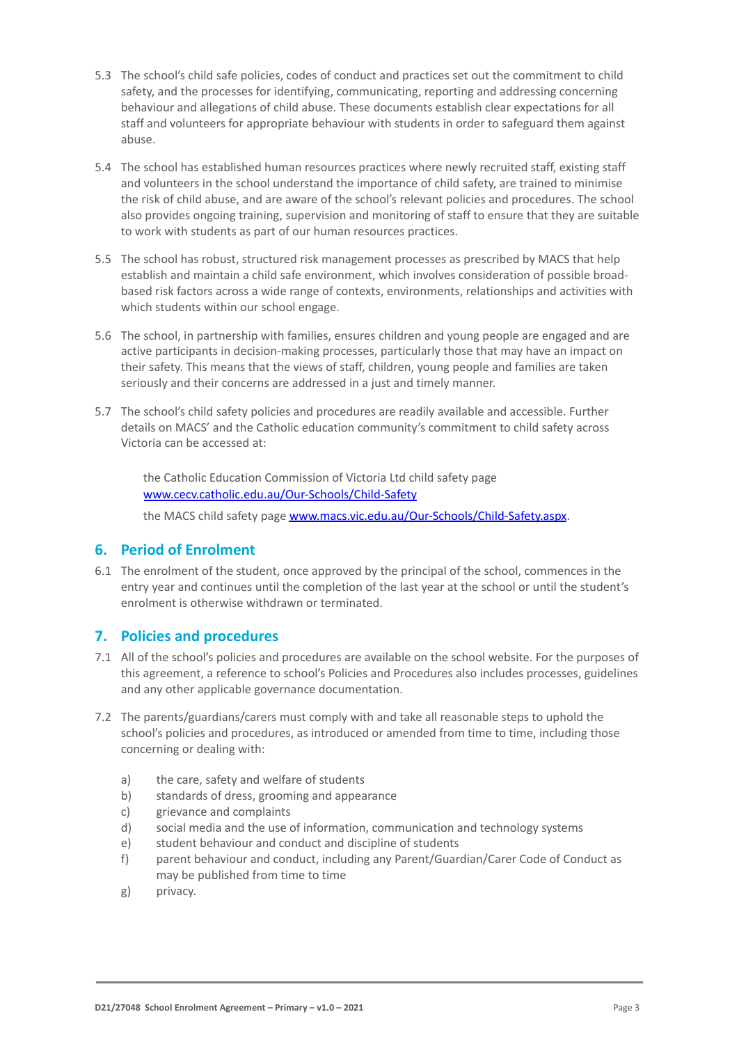5.3 The school's child safe policies, codes of conduct and practices set out the commitment to child safety, and the processes for identifying, communicating, reporting and addressing concerning behaviour and allegations of child abuse. These documents establish clear expectations for all staff and volunteers for appropriate behaviour with students in order to safeguard them against abuse.

5.4 The school has established human resources practices where newly recruited staff, existing staff and volunteers in the school understand the importance of child safety, are trained to minimise the risk of child abuse, and are aware of the school's relevant policies and procedures. The school also provides ongoing training, supervision and monitoring of staff to ensure that they are suitable to work with students as part of our human resources practices.

5.5 The school has robust, structured risk management processes as prescribed by MACS that help establish and maintain a child safe environment, which involves consideration of possible broad-based risk factors across a wide range of contexts, environments, relationships and activities with which students within our school engage.

5.6 The school, in partnership with families, ensures children and young people are engaged and are active participants in decision-making processes, particularly those that may have an impact on their safety. This means that the views of staff, children, young people and families are taken seriously and their concerns are addressed in a just and timely manner.

5.7 The school's child safety policies and procedures are readily available and accessible. Further details on MACS' and the Catholic education community's commitment to child safety across Victoria can be accessed at:

the Catholic Education Commission of Victoria Ltd child safety page [www.cecv.catholic.edu.au/Our-Schools/Child-Safety](www.cecv.catholic.edu.au/Our-Schools/Child-Safety)

the MACS child safety page [www.macs.vic.edu.au/Our-Schools/Child-Safety.aspx](www.macs.vic.edu.au/Our-Schools/Child-Safety.aspx).

## 6. Period of Enrolment

6.1 The enrolment of the student, once approved by the principal of the school, commences in the entry year and continues until the completion of the last year at the school or until the student's enrolment is otherwise withdrawn or terminated.

## 7. Policies and procedures

7.1 All of the school's policies and procedures are available on the school website. For the purposes of this agreement, a reference to school's Policies and Procedures also includes processes, guidelines and any other applicable governance documentation.

7.2 The parents/guardians/carers must comply with and take all reasonable steps to uphold the school's policies and procedures, as introduced or amended from time to time, including those concerning or dealing with:

a) the care, safety and welfare of students
b) standards of dress, grooming and appearance
c) grievance and complaints
d) social media and the use of information, communication and technology systems
e) student behaviour and conduct and discipline of students
f) parent behaviour and conduct, including any Parent/Guardian/Carer Code of Conduct as may be published from time to time
g) privacy.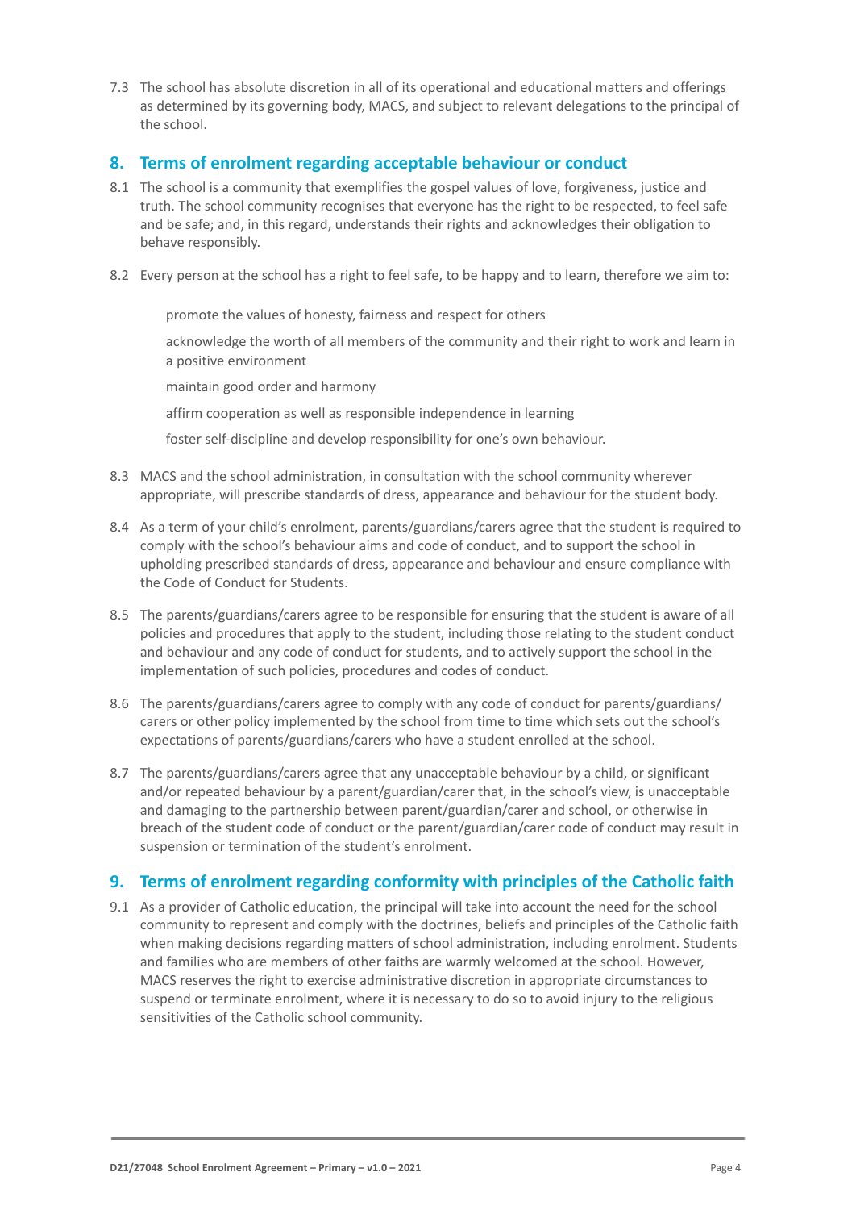7.3 The school has absolute discretion in all of its operational and educational matters and offerings as determined by its governing body, MACS, and subject to relevant delegations to the principal of the school.

## 8. Terms of enrolment regarding acceptable behaviour or conduct

8.1 The school is a community that exemplifies the gospel values of love, forgiveness, justice and truth. The school community recognises that everyone has the right to be respected, to feel safe and be safe; and, in this regard, understands their rights and acknowledges their obligation to behave responsibly.

8.2 Every person at the school has a right to feel safe, to be happy and to learn, therefore we aim to:

- promote the values of honesty, fairness and respect for others
- acknowledge the worth of all members of the community and their right to work and learn in a positive environment
- maintain good order and harmony
- affirm cooperation as well as responsible independence in learning
- foster self-discipline and develop responsibility for one's own behaviour.

8.3 MACS and the school administration, in consultation with the school community wherever appropriate, will prescribe standards of dress, appearance and behaviour for the student body.

8.4 As a term of your child's enrolment, parents/guardians/carers agree that the student is required to comply with the school's behaviour aims and code of conduct, and to support the school in upholding prescribed standards of dress, appearance and behaviour and ensure compliance with the Code of Conduct for Students.

8.5 The parents/guardians/carers agree to be responsible for ensuring that the student is aware of all policies and procedures that apply to the student, including those relating to the student conduct and behaviour and any code of conduct for students, and to actively support the school in the implementation of such policies, procedures and codes of conduct.

8.6 The parents/guardians/carers agree to comply with any code of conduct for parents/guardians/carers or other policy implemented by the school from time to time which sets out the school's expectations of parents/guardians/carers who have a student enrolled at the school.

8.7 The parents/guardians/carers agree that any unacceptable behaviour by a child, or significant and/or repeated behaviour by a parent/guardian/carer that, in the school's view, is unacceptable and damaging to the partnership between parent/guardian/carer and school, or otherwise in breach of the student code of conduct or the parent/guardian/carer code of conduct may result in suspension or termination of the student's enrolment.

## 9. Terms of enrolment regarding conformity with principles of the Catholic faith

9.1 As a provider of Catholic education, the principal will take into account the need for the school community to represent and comply with the doctrines, beliefs and principles of the Catholic faith when making decisions regarding matters of school administration, including enrolment. Students and families who are members of other faiths are warmly welcomed at the school. However, MACS reserves the right to exercise administrative discretion in appropriate circumstances to suspend or terminate enrolment, where it is necessary to do so to avoid injury to the religious sensitivities of the Catholic school community.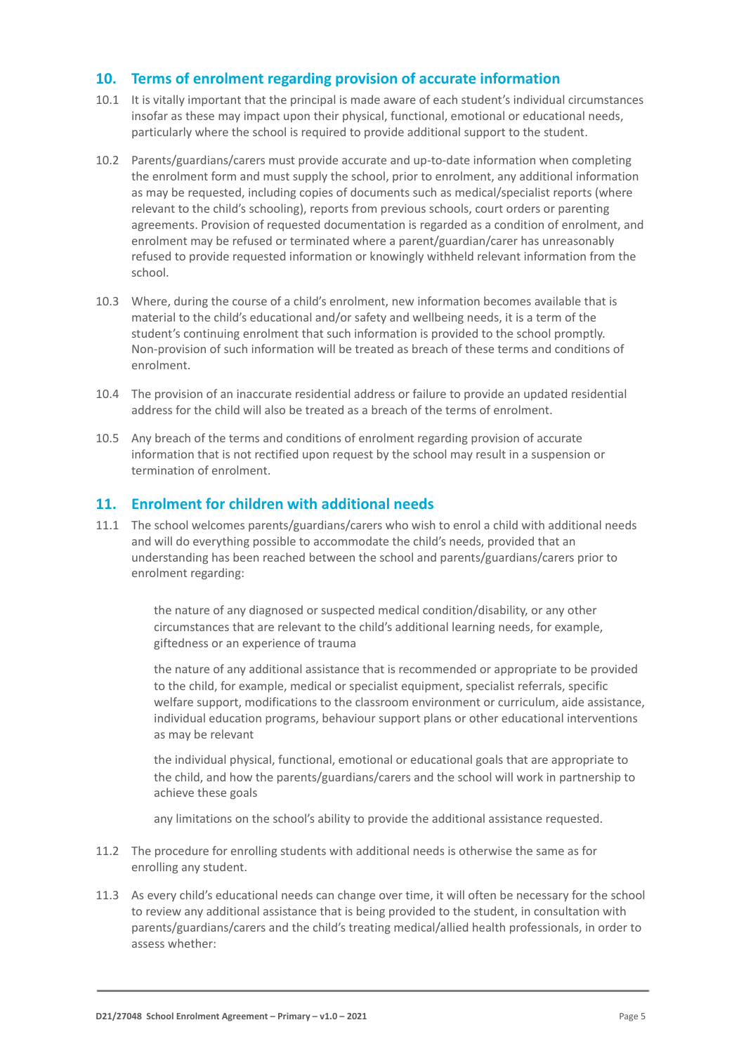## 10. Terms of enrolment regarding provision of accurate information

10.1 It is vitally important that the principal is made aware of each student's individual circumstances insofar as these may impact upon their physical, functional, emotional or educational needs, particularly where the school is required to provide additional support to the student.

10.2 Parents/guardians/carers must provide accurate and up-to-date information when completing the enrolment form and must supply the school, prior to enrolment, any additional information as may be requested, including copies of documents such as medical/specialist reports (where relevant to the child's schooling), reports from previous schools, court orders or parenting agreements. Provision of requested documentation is regarded as a condition of enrolment, and enrolment may be refused or terminated where a parent/guardian/carer has unreasonably refused to provide requested information or knowingly withheld relevant information from the school.

10.3 Where, during the course of a child's enrolment, new information becomes available that is material to the child's educational and/or safety and wellbeing needs, it is a term of the student's continuing enrolment that such information is provided to the school promptly. Non-provision of such information will be treated as breach of these terms and conditions of enrolment.

10.4 The provision of an inaccurate residential address or failure to provide an updated residential address for the child will also be treated as a breach of the terms of enrolment.

10.5 Any breach of the terms and conditions of enrolment regarding provision of accurate information that is not rectified upon request by the school may result in a suspension or termination of enrolment.

## 11. Enrolment for children with additional needs

11.1 The school welcomes parents/guardians/carers who wish to enrol a child with additional needs and will do everything possible to accommodate the child's needs, provided that an understanding has been reached between the school and parents/guardians/carers prior to enrolment regarding:

- the nature of any diagnosed or suspected medical condition/disability, or any other circumstances that are relevant to the child's additional learning needs, for example, giftedness or an experience of trauma
- the nature of any additional assistance that is recommended or appropriate to be provided to the child, for example, medical or specialist equipment, specialist referrals, specific welfare support, modifications to the classroom environment or curriculum, aide assistance, individual education programs, behaviour support plans or other educational interventions as may be relevant
- the individual physical, functional, emotional or educational goals that are appropriate to the child, and how the parents/guardians/carers and the school will work in partnership to achieve these goals
- any limitations on the school's ability to provide the additional assistance requested.

11.2 The procedure for enrolling students with additional needs is otherwise the same as for enrolling any student.

11.3 As every child's educational needs can change over time, it will often be necessary for the school to review any additional assistance that is being provided to the student, in consultation with parents/guardians/carers and the child's treating medical/allied health professionals, in order to assess whether: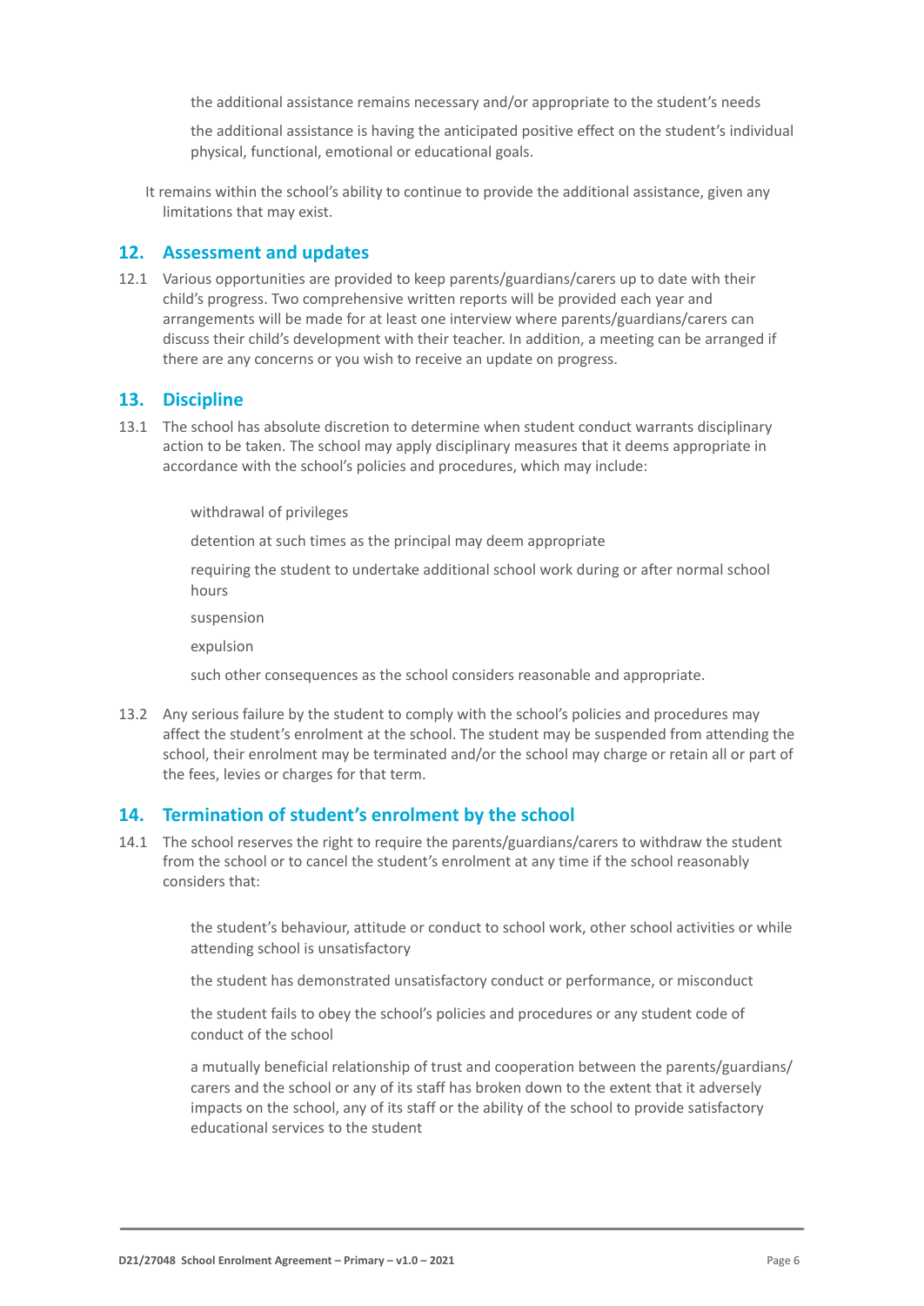- the additional assistance remains necessary and/or appropriate to the student's needs
- the additional assistance is having the anticipated positive effect on the student's individual physical, functional, emotional or educational goals.

It remains within the school's ability to continue to provide the additional assistance, given any limitations that may exist.

## 12. Assessment and updates

12.1 Various opportunities are provided to keep parents/guardians/carers up to date with their child's progress. Two comprehensive written reports will be provided each year and arrangements will be made for at least one interview where parents/guardians/carers can discuss their child's development with their teacher. In addition, a meeting can be arranged if there are any concerns or you wish to receive an update on progress.

## 13. Discipline

13.1 The school has absolute discretion to determine when student conduct warrants disciplinary action to be taken. The school may apply disciplinary measures that it deems appropriate in accordance with the school's policies and procedures, which may include:

- withdrawal of privileges
- detention at such times as the principal may deem appropriate
- requiring the student to undertake additional school work during or after normal school hours
- suspension
- expulsion
- such other consequences as the school considers reasonable and appropriate.

13.2 Any serious failure by the student to comply with the school's policies and procedures may affect the student's enrolment at the school. The student may be suspended from attending the school, their enrolment may be terminated and/or the school may charge or retain all or part of the fees, levies or charges for that term.

## 14. Termination of student's enrolment by the school

14.1 The school reserves the right to require the parents/guardians/carers to withdraw the student from the school or to cancel the student's enrolment at any time if the school reasonably considers that:

- the student's behaviour, attitude or conduct to school work, other school activities or while attending school is unsatisfactory
- the student has demonstrated unsatisfactory conduct or performance, or misconduct
- the student fails to obey the school's policies and procedures or any student code of conduct of the school
- a mutually beneficial relationship of trust and cooperation between the parents/guardians/carers and the school or any of its staff has broken down to the extent that it adversely impacts on the school, any of its staff or the ability of the school to provide satisfactory educational services to the student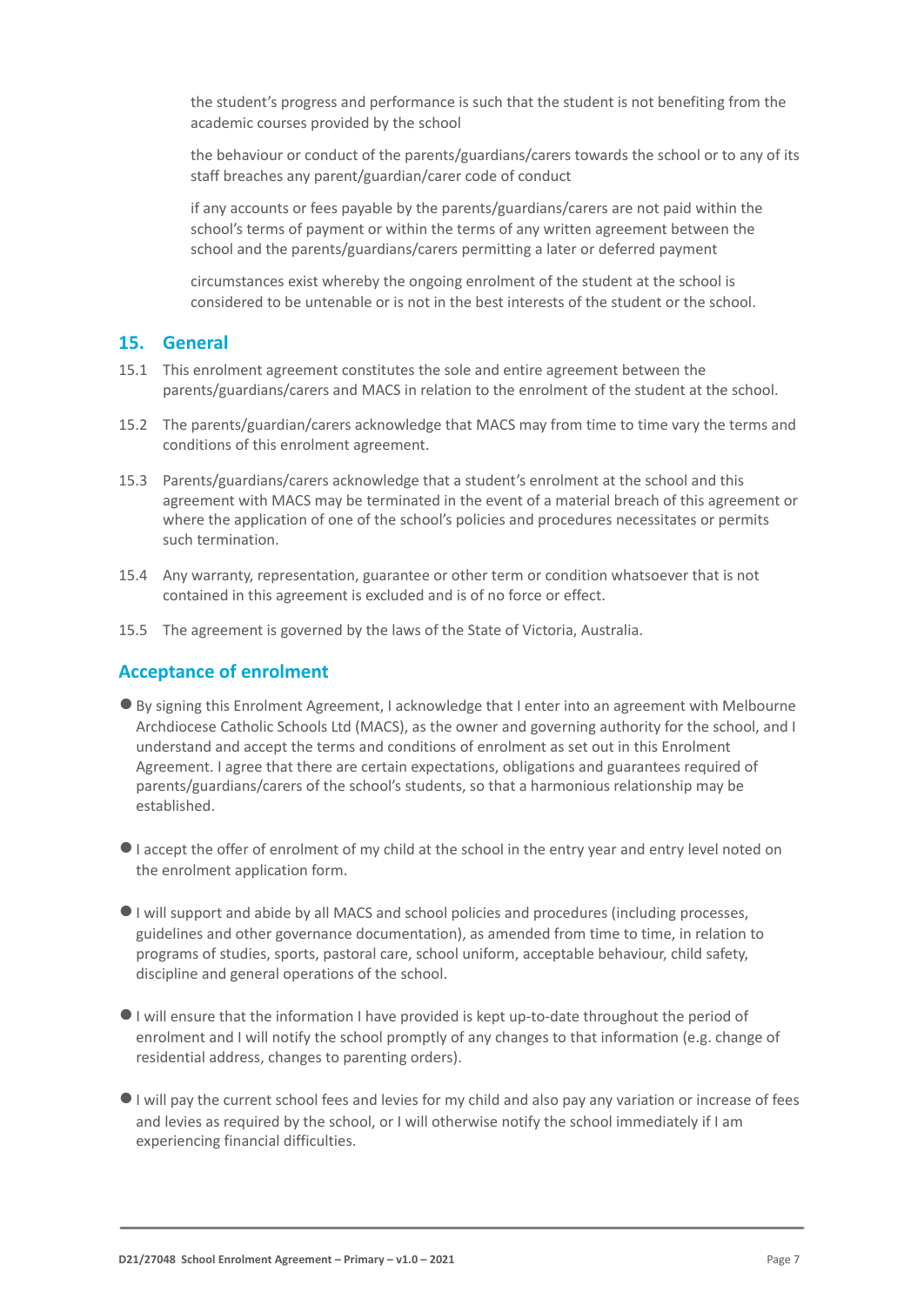the student's progress and performance is such that the student is not benefiting from the academic courses provided by the school

the behaviour or conduct of the parents/guardians/carers towards the school or to any of its staff breaches any parent/guardian/carer code of conduct

if any accounts or fees payable by the parents/guardians/carers are not paid within the school's terms of payment or within the terms of any written agreement between the school and the parents/guardians/carers permitting a later or deferred payment

circumstances exist whereby the ongoing enrolment of the student at the school is considered to be untenable or is not in the best interests of the student or the school.

## 15. General

15.1 This enrolment agreement constitutes the sole and entire agreement between the parents/guardians/carers and MACS in relation to the enrolment of the student at the school.

15.2 The parents/guardian/carers acknowledge that MACS may from time to time vary the terms and conditions of this enrolment agreement.

15.3 Parents/guardians/carers acknowledge that a student's enrolment at the school and this agreement with MACS may be terminated in the event of a material breach of this agreement or where the application of one of the school's policies and procedures necessitates or permits such termination.

15.4 Any warranty, representation, guarantee or other term or condition whatsoever that is not contained in this agreement is excluded and is of no force or effect.

15.5 The agreement is governed by the laws of the State of Victoria, Australia.

## Acceptance of enrolment

- By signing this Enrolment Agreement, I acknowledge that I enter into an agreement with Melbourne Archdiocese Catholic Schools Ltd (MACS), as the owner and governing authority for the school, and I understand and accept the terms and conditions of enrolment as set out in this Enrolment Agreement. I agree that there are certain expectations, obligations and guarantees required of parents/guardians/carers of the school's students, so that a harmonious relationship may be established.

- I accept the offer of enrolment of my child at the school in the entry year and entry level noted on the enrolment application form.

- I will support and abide by all MACS and school policies and procedures (including processes, guidelines and other governance documentation), as amended from time to time, in relation to programs of studies, sports, pastoral care, school uniform, acceptable behaviour, child safety, discipline and general operations of the school.

- I will ensure that the information I have provided is kept up-to-date throughout the period of enrolment and I will notify the school promptly of any changes to that information (e.g. change of residential address, changes to parenting orders).

- I will pay the current school fees and levies for my child and also pay any variation or increase of fees and levies as required by the school, or I will otherwise notify the school immediately if I am experiencing financial difficulties.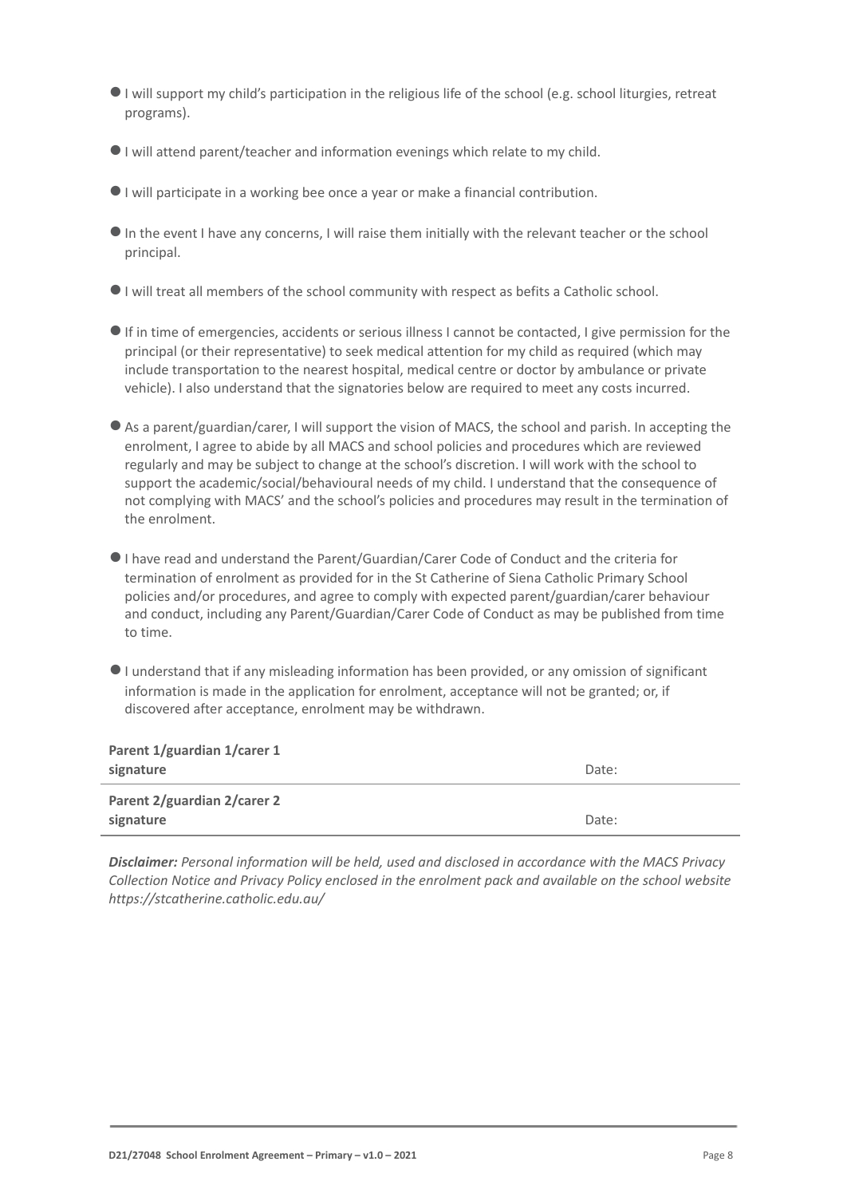- I will support my child's participation in the religious life of the school (e.g. school liturgies, retreat programs).
- I will attend parent/teacher and information evenings which relate to my child.
- I will participate in a working bee once a year or make a financial contribution.
- In the event I have any concerns, I will raise them initially with the relevant teacher or the school principal.
- I will treat all members of the school community with respect as befits a Catholic school.
- If in time of emergencies, accidents or serious illness I cannot be contacted, I give permission for the principal (or their representative) to seek medical attention for my child as required (which may include transportation to the nearest hospital, medical centre or doctor by ambulance or private vehicle). I also understand that the signatories below are required to meet any costs incurred.
- As a parent/guardian/carer, I will support the vision of MACS, the school and parish. In accepting the enrolment, I agree to abide by all MACS and school policies and procedures which are reviewed regularly and may be subject to change at the school's discretion. I will work with the school to support the academic/social/behavioural needs of my child. I understand that the consequence of not complying with MACS' and the school's policies and procedures may result in the termination of the enrolment.
- I have read and understand the Parent/Guardian/Carer Code of Conduct and the criteria for termination of enrolment as provided for in the St Catherine of Siena Catholic Primary School policies and/or procedures, and agree to comply with expected parent/guardian/carer behaviour and conduct, including any Parent/Guardian/Carer Code of Conduct as may be published from time to time.
- I understand that if any misleading information has been provided, or any omission of significant information is made in the application for enrolment, acceptance will not be granted; or, if discovered after acceptance, enrolment may be withdrawn.

| | |
|---|---|
| **Parent 1/guardian 1/carer 1 signature** | Date: |
| **Parent 2/guardian 2/carer 2 signature** | Date: |

***Disclaimer:*** *Personal information will be held, used and disclosed in accordance with the MACS Privacy Collection Notice and Privacy Policy enclosed in the enrolment pack and available on the school website https://stcatherine.catholic.edu.au/*

**D21/27048 School Enrolment Agreement – Primary – v1.0 – 2021**